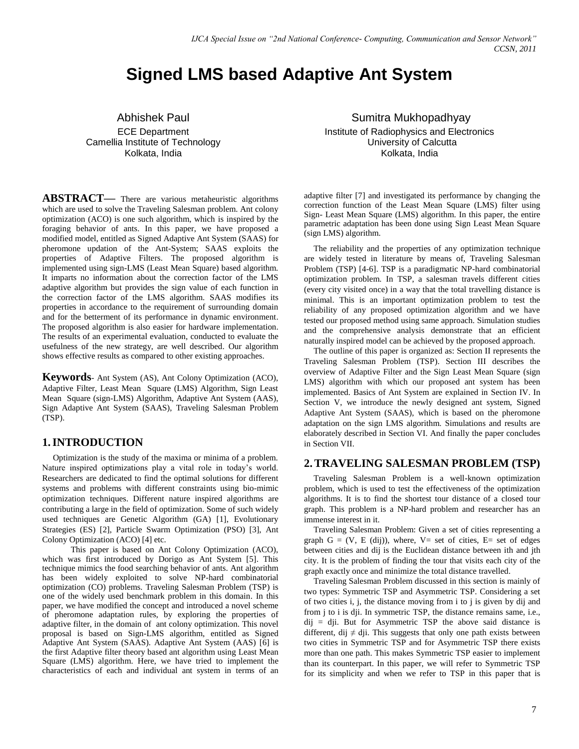# Signed LMS based Adaptive Ant System

Abhishek Paul
ECE Department
Camellia Institute of Technology
Kolkata, India

Sumitra Mukhopadhyay
Institute of Radiophysics and Electronics
University of Calcutta
Kolkata, India

**ABSTRACT—** There are various metaheuristic algorithms which are used to solve the Traveling Salesman problem. Ant colony optimization (ACO) is one such algorithm, which is inspired by the foraging behavior of ants. In this paper, we have proposed a modified model, entitled as Signed Adaptive Ant System (SAAS) for pheromone updation of the Ant-System; SAAS exploits the properties of Adaptive Filters. The proposed algorithm is implemented using sign-LMS (Least Mean Square) based algorithm. It imparts no information about the correction factor of the LMS adaptive algorithm but provides the sign value of each function in the correction factor of the LMS algorithm. SAAS modifies its properties in accordance to the requirement of surrounding domain and for the betterment of its performance in dynamic environment. The proposed algorithm is also easier for hardware implementation. The results of an experimental evaluation, conducted to evaluate the usefulness of the new strategy, are well described. Our algorithm shows effective results as compared to other existing approaches.

**Keywords**- Ant System (AS), Ant Colony Optimization (ACO), Adaptive Filter, Least Mean Square (LMS) Algorithm, Sign Least Mean Square (sign-LMS) Algorithm, Adaptive Ant System (AAS), Sign Adaptive Ant System (SAAS), Traveling Salesman Problem (TSP).

## 1. INTRODUCTION

Optimization is the study of the maxima or minima of a problem. Nature inspired optimizations play a vital role in today's world. Researchers are dedicated to find the optimal solutions for different systems and problems with different constraints using bio-mimic optimization techniques. Different nature inspired algorithms are contributing a large in the field of optimization. Some of such widely used techniques are Genetic Algorithm (GA) [1], Evolutionary Strategies (ES) [2], Particle Swarm Optimization (PSO) [3], Ant Colony Optimization (ACO) [4] etc.

This paper is based on Ant Colony Optimization (ACO), which was first introduced by Dorigo as Ant System [5]. This technique mimics the food searching behavior of ants. Ant algorithm has been widely exploited to solve NP-hard combinatorial optimization (CO) problems. Traveling Salesman Problem (TSP) is one of the widely used benchmark problem in this domain. In this paper, we have modified the concept and introduced a novel scheme of pheromone adaptation rules, by exploring the properties of adaptive filter, in the domain of ant colony optimization. This novel proposal is based on Sign-LMS algorithm, entitled as Signed Adaptive Ant System (SAAS). Adaptive Ant System (AAS) [6] is the first Adaptive filter theory based ant algorithm using Least Mean Square (LMS) algorithm. Here, we have tried to implement the characteristics of each and individual ant system in terms of an adaptive filter [7] and investigated its performance by changing the correction function of the Least Mean Square (LMS) filter using Sign- Least Mean Square (LMS) algorithm. In this paper, the entire parametric adaptation has been done using Sign Least Mean Square (sign LMS) algorithm.

The reliability and the properties of any optimization technique are widely tested in literature by means of, Traveling Salesman Problem (TSP) [4-6]. TSP is a paradigmatic NP-hard combinatorial optimization problem. In TSP, a salesman travels different cities (every city visited once) in a way that the total travelling distance is minimal. This is an important optimization problem to test the reliability of any proposed optimization algorithm and we have tested our proposed method using same approach. Simulation studies and the comprehensive analysis demonstrate that an efficient naturally inspired model can be achieved by the proposed approach.

The outline of this paper is organized as: Section II represents the Traveling Salesman Problem (TSP). Section III describes the overview of Adaptive Filter and the Sign Least Mean Square (sign LMS) algorithm with which our proposed ant system has been implemented. Basics of Ant System are explained in Section IV. In Section V, we introduce the newly designed ant system, Signed Adaptive Ant System (SAAS), which is based on the pheromone adaptation on the sign LMS algorithm. Simulations and results are elaborately described in Section VI. And finally the paper concludes in Section VII.

## 2. TRAVELING SALESMAN PROBLEM (TSP)

Traveling Salesman Problem is a well-known optimization problem, which is used to test the effectiveness of the optimization algorithms. It is to find the shortest tour distance of a closed tour graph. This problem is a NP-hard problem and researcher has an immense interest in it.

Traveling Salesman Problem: Given a set of cities representing a graph G = (V, E (dij)), where, V= set of cities, E= set of edges between cities and dij is the Euclidean distance between ith and jth city. It is the problem of finding the tour that visits each city of the graph exactly once and minimize the total distance travelled.

Traveling Salesman Problem discussed in this section is mainly of two types: Symmetric TSP and Asymmetric TSP. Considering a set of two cities i, j, the distance moving from i to j is given by dij and from j to i is dji. In symmetric TSP, the distance remains same, i.e., dij = dji. But for Asymmetric TSP the above said distance is different, dij ≠ dji. This suggests that only one path exists between two cities in Symmetric TSP and for Asymmetric TSP there exists more than one path. This makes Symmetric TSP easier to implement than its counterpart. In this paper, we will refer to Symmetric TSP for its simplicity and when we refer to TSP in this paper that is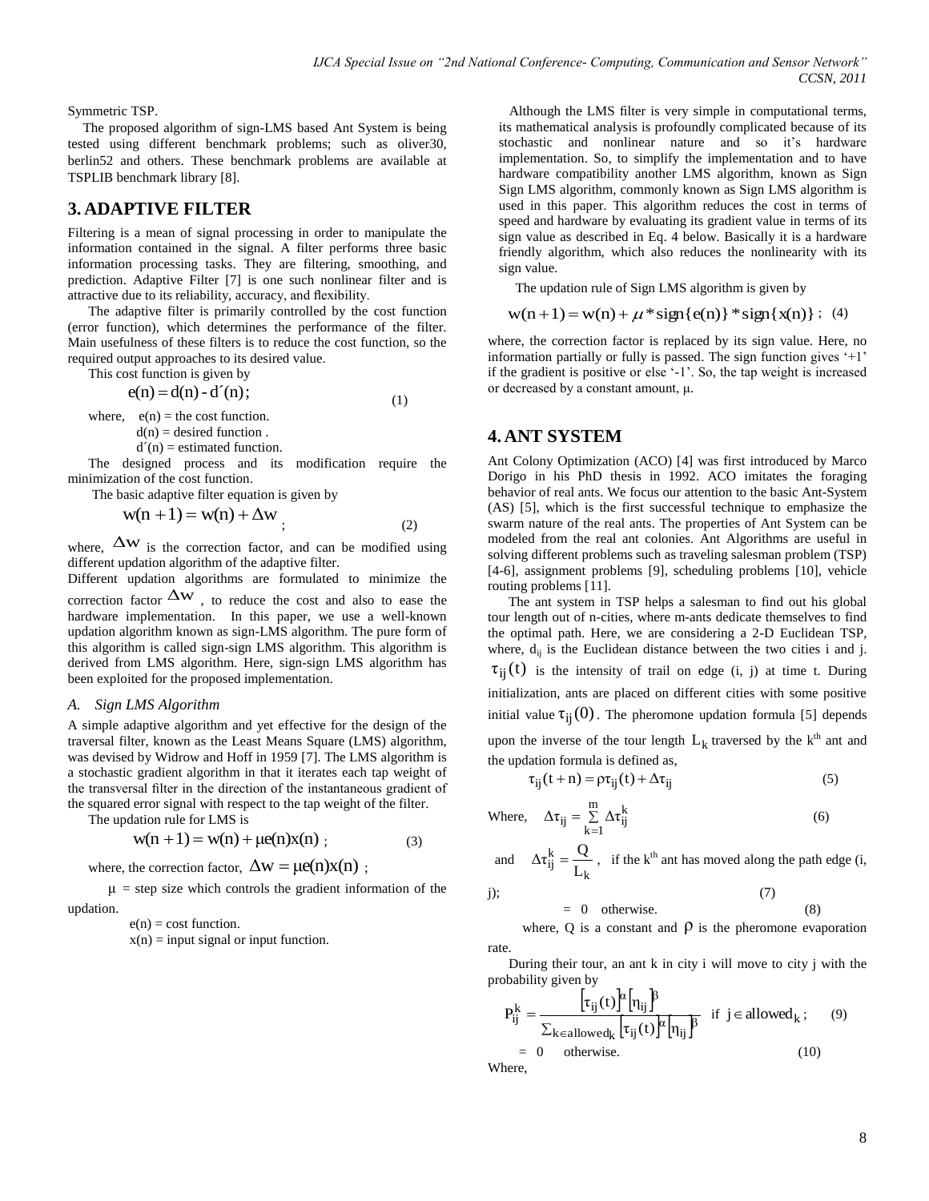Symmetric TSP.

The proposed algorithm of sign-LMS based Ant System is being tested using different benchmark problems; such as oliver30, berlin52 and others. These benchmark problems are available at TSPLIB benchmark library [8].

## 3. ADAPTIVE FILTER

Filtering is a mean of signal processing in order to manipulate the information contained in the signal. A filter performs three basic information processing tasks. They are filtering, smoothing, and prediction. Adaptive Filter [7] is one such nonlinear filter and is attractive due to its reliability, accuracy, and flexibility.

The adaptive filter is primarily controlled by the cost function (error function), which determines the performance of the filter. Main usefulness of these filters is to reduce the cost function, so the required output approaches to its desired value.

This cost function is given by

$$e(n) = d(n) - d'(n); \tag{1}$$

where, $e(n)$ = the cost function.
$d(n)$ = desired function .
$d'(n)$ = estimated function.

The designed process and its modification require the minimization of the cost function.

The basic adaptive filter equation is given by

$$w(n+1) = w(n) + \Delta w; \tag{2}$$

where, $\Delta w$ is the correction factor, and can be modified using different updation algorithm of the adaptive filter.

Different updation algorithms are formulated to minimize the correction factor $\Delta w$ , to reduce the cost and also to ease the hardware implementation. In this paper, we use a well-known updation algorithm known as sign-LMS algorithm. The pure form of this algorithm is called sign-sign LMS algorithm. This algorithm is derived from LMS algorithm. Here, sign-sign LMS algorithm has been exploited for the proposed implementation.

### *A. Sign LMS Algorithm*

A simple adaptive algorithm and yet effective for the design of the traversal filter, known as the Least Means Square (LMS) algorithm, was devised by Widrow and Hoff in 1959 [7]. The LMS algorithm is a stochastic gradient algorithm in that it iterates each tap weight of the transversal filter in the direction of the instantaneous gradient of the squared error signal with respect to the tap weight of the filter.

The updation rule for LMS is

$$w(n+1) = w(n) + \mu e(n)x(n); \tag{3}$$

where, the correction factor, $\Delta w = \mu e(n)x(n)$ ;

$\mu$ = step size which controls the gradient information of the updation.

$e(n)$ = cost function.
$x(n)$ = input signal or input function.

Although the LMS filter is very simple in computational terms, its mathematical analysis is profoundly complicated because of its stochastic and nonlinear nature and so it's hardware implementation. So, to simplify the implementation and to have hardware compatibility another LMS algorithm, known as Sign Sign LMS algorithm, commonly known as Sign LMS algorithm is used in this paper. This algorithm reduces the cost in terms of speed and hardware by evaluating its gradient value in terms of its sign value as described in Eq. 4 below. Basically it is a hardware friendly algorithm, which also reduces the nonlinearity with its sign value.

The updation rule of Sign LMS algorithm is given by

$$w(n+1) = w(n) + \mu * \text{sign}\{e(n)\} * \text{sign}\{x(n)\}; \tag{4}$$

where, the correction factor is replaced by its sign value. Here, no information partially or fully is passed. The sign function gives '+1' if the gradient is positive or else '-1'. So, the tap weight is increased or decreased by a constant amount, $\mu$.

## 4. ANT SYSTEM

Ant Colony Optimization (ACO) [4] was first introduced by Marco Dorigo in his PhD thesis in 1992. ACO imitates the foraging behavior of real ants. We focus our attention to the basic Ant-System (AS) [5], which is the first successful technique to emphasize the swarm nature of the real ants. The properties of Ant System can be modeled from the real ant colonies. Ant Algorithms are useful in solving different problems such as traveling salesman problem (TSP) [4-6], assignment problems [9], scheduling problems [10], vehicle routing problems [11].

The ant system in TSP helps a salesman to find out his global tour length out of n-cities, where m-ants dedicate themselves to find the optimal path. Here, we are considering a 2-D Euclidean TSP, where, $d_{ij}$ is the Euclidean distance between the two cities i and j. $\tau_{ij}(t)$ is the intensity of trail on edge (i, j) at time t. During initialization, ants are placed on different cities with some positive initial value $\tau_{ij}(0)$. The pheromone updation formula [5] depends upon the inverse of the tour length $L_k$ traversed by the k[th] ant and the updation formula is defined as,

$$\tau_{ij}(t+n) = \rho\tau_{ij}(t) + \Delta\tau_{ij} \tag{5}$$

Where, $$\Delta\tau_{ij} = \sum_{k=1}^{m} \Delta\tau_{ij}^{k} \tag{6}$$

and $\Delta\tau_{ij}^{k} = \dfrac{Q}{L_k}$ , if the k[th] ant has moved along the path edge (i, j); (7)

$= 0$ otherwise. (8)

where, Q is a constant and $\rho$ is the pheromone evaporation rate.

During their tour, an ant k in city i will move to city j with the probability given by

$$P_{ij}^{k} = \frac{[\tau_{ij}(t)]^{\alpha}[\eta_{ij}]^{\beta}}{\sum_{k \in \text{allowed}_k}[\tau_{ij}(t)]^{\alpha}[\eta_{ij}]^{\beta}} \quad \text{if } j \in \text{allowed}_k; \tag{9}$$

$= 0$ otherwise. (10)

Where,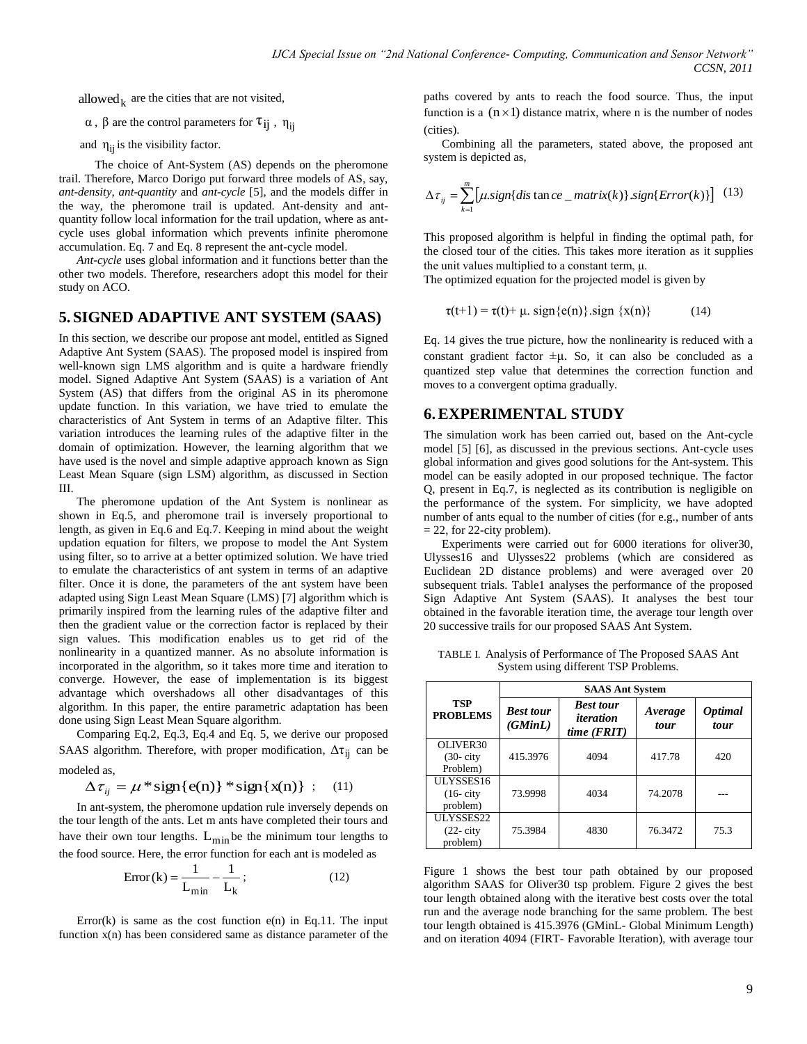$allowed_k$ are the cities that are not visited,

$\alpha$ , $\beta$ are the control parameters for $\tau_{ij}$ , $\eta_{ij}$

and $\eta_{ij}$ is the visibility factor.

The choice of Ant-System (AS) depends on the pheromone trail. Therefore, Marco Dorigo put forward three models of AS, say, *ant-density*, *ant-quantity* and *ant-cycle* [5], and the models differ in the way, the pheromone trail is updated. Ant-density and ant-quantity follow local information for the trail updation, where as ant-cycle uses global information which prevents infinite pheromone accumulation. Eq. 7 and Eq. 8 represent the ant-cycle model.

*Ant-cycle* uses global information and it functions better than the other two models. Therefore, researchers adopt this model for their study on ACO.

## 5. SIGNED ADAPTIVE ANT SYSTEM (SAAS)

In this section, we describe our propose ant model, entitled as Signed Adaptive Ant System (SAAS). The proposed model is inspired from well-known sign LMS algorithm and is quite a hardware friendly model. Signed Adaptive Ant System (SAAS) is a variation of Ant System (AS) that differs from the original AS in its pheromone update function. In this variation, we have tried to emulate the characteristics of Ant System in terms of an Adaptive filter. This variation introduces the learning rules of the adaptive filter in the domain of optimization. However, the learning algorithm that we have used is the novel and simple adaptive approach known as Sign Least Mean Square (sign LSM) algorithm, as discussed in Section III.

The pheromone updation of the Ant System is nonlinear as shown in Eq.5, and pheromone trail is inversely proportional to length, as given in Eq.6 and Eq.7. Keeping in mind about the weight updation equation for filters, we propose to model the Ant System using filter, so to arrive at a better optimized solution. We have tried to emulate the characteristics of ant system in terms of an adaptive filter. Once it is done, the parameters of the ant system have been adapted using Sign Least Mean Square (LMS) [7] algorithm which is primarily inspired from the learning rules of the adaptive filter and then the gradient value or the correction factor is replaced by their sign values. This modification enables us to get rid of the nonlinearity in a quantized manner. As no absolute information is incorporated in the algorithm, so it takes more time and iteration to converge. However, the ease of implementation is its biggest advantage which overshadows all other disadvantages of this algorithm. In this paper, the entire parametric adaptation has been done using Sign Least Mean Square algorithm.

Comparing Eq.2, Eq.3, Eq.4 and Eq. 5, we derive our proposed SAAS algorithm. Therefore, with proper modification, $\Delta\tau_{ij}$ can be modeled as,

$$\Delta\tau_{ij} = \mu * \text{sign}\{e(n)\} * \text{sign}\{x(n)\} \ ; \qquad (11)$$

In ant-system, the pheromone updation rule inversely depends on the tour length of the ants. Let m ants have completed their tours and have their own tour lengths. $L_{min}$ be the minimum tour lengths to the food source. Here, the error function for each ant is modeled as

$$\text{Error}(k) = \frac{1}{L_{min}} - \frac{1}{L_k} \ ; \qquad (12)$$

Error(k) is same as the cost function e(n) in Eq.11. The input function x(n) has been considered same as distance parameter of the paths covered by ants to reach the food source. Thus, the input function is a $(n \times 1)$ distance matrix, where n is the number of nodes (cities).

Combining all the parameters, stated above, the proposed ant system is depicted as,

$$\Delta\tau_{ij} = \sum_{k=1}^{m} \left[\mu.sign\{distance\_matrix(k)\}.sign\{Error(k)\}\right] \quad (13)$$

This proposed algorithm is helpful in finding the optimal path, for the closed tour of the cities. This takes more iteration as it supplies the unit values multiplied to a constant term, μ.

The optimized equation for the projected model is given by

$$\tau(t+1) = \tau(t) + \mu.\ \text{sign}\{e(n)\}.\text{sign}\ \{x(n)\} \qquad (14)$$

Eq. 14 gives the true picture, how the nonlinearity is reduced with a constant gradient factor $\pm\mu$. So, it can also be concluded as a quantized step value that determines the correction function and moves to a convergent optima gradually.

## 6. EXPERIMENTAL STUDY

The simulation work has been carried out, based on the Ant-cycle model [5] [6], as discussed in the previous sections. Ant-cycle uses global information and gives good solutions for the Ant-system. This model can be easily adopted in our proposed technique. The factor Q, present in Eq.7, is neglected as its contribution is negligible on the performance of the system. For simplicity, we have adopted number of ants equal to the number of cities (for e.g., number of ants = 22, for 22-city problem).

Experiments were carried out for 6000 iterations for oliver30, Ulysses16 and Ulysses22 problems (which are considered as Euclidean 2D distance problems) and were averaged over 20 subsequent trials. Table1 analyses the performance of the proposed Sign Adaptive Ant System (SAAS). It analyses the best tour obtained in the favorable iteration time, the average tour length over 20 successive trails for our proposed SAAS Ant System.

TABLE I. Analysis of Performance of The Proposed SAAS Ant System using different TSP Problems.

| TSP PROBLEMS | SAAS Ant System | | | |
|---|---|---|---|---|
| | *Best tour (GMinL)* | *Best tour iteration time (FRIT)* | *Average tour* | *Optimal tour* |
| OLIVER30 (30- city Problem) | 415.3976 | 4094 | 417.78 | 420 |
| ULYSSES16 (16- city problem) | 73.9998 | 4034 | 74.2078 | --- |
| ULYSSES22 (22- city problem) | 75.3984 | 4830 | 76.3472 | 75.3 |

Figure 1 shows the best tour path obtained by our proposed algorithm SAAS for Oliver30 tsp problem. Figure 2 gives the best tour length obtained along with the iterative best costs over the total run and the average node branching for the same problem. The best tour length obtained is 415.3976 (GMinL- Global Minimum Length) and on iteration 4094 (FIRT- Favorable Iteration), with average tour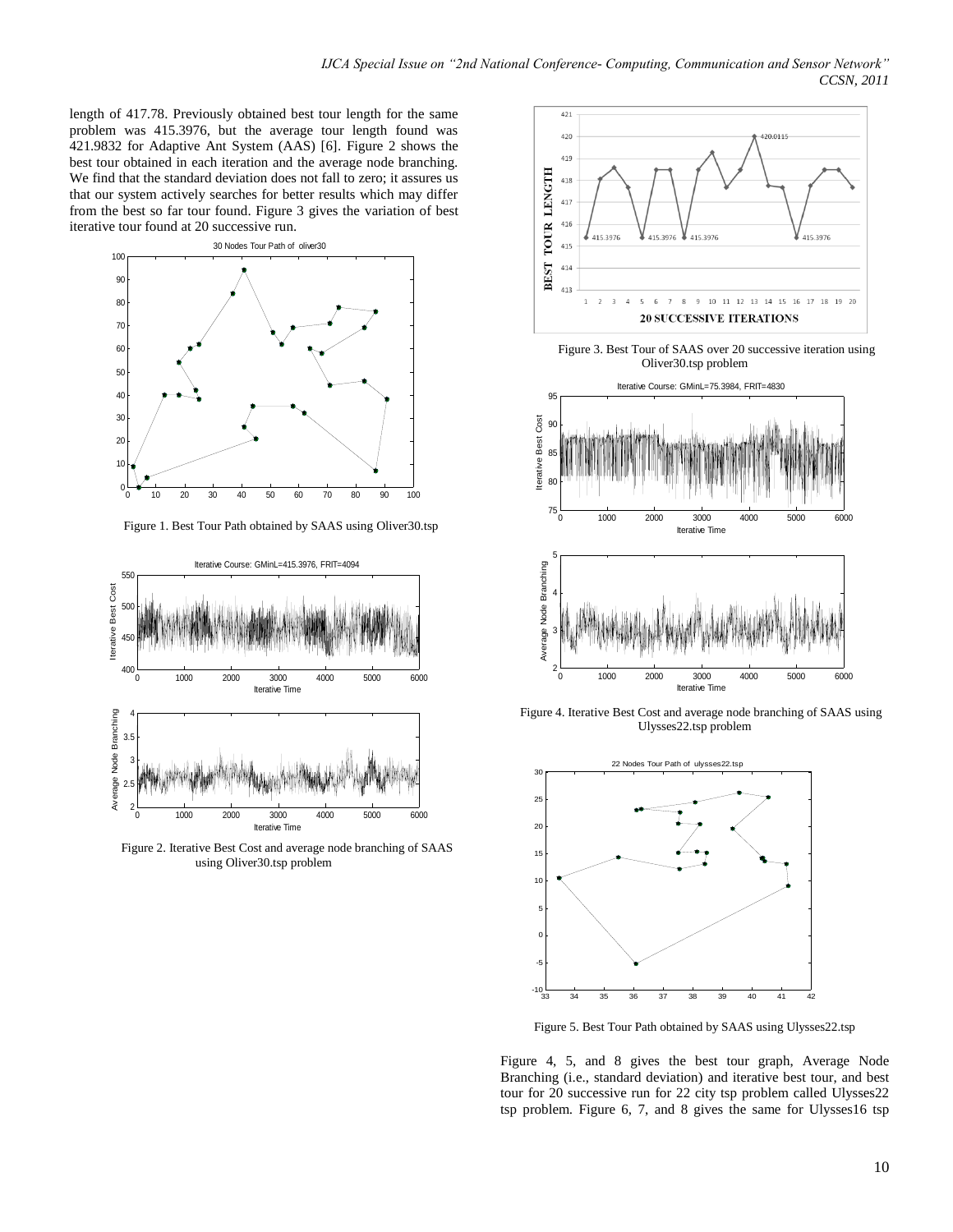length of 417.78. Previously obtained best tour length for the same problem was 415.3976, but the average tour length found was 421.9832 for Adaptive Ant System (AAS) [6]. Figure 2 shows the best tour obtained in each iteration and the average node branching. We find that the standard deviation does not fall to zero; it assures us that our system actively searches for better results which may differ from the best so far tour found. Figure 3 gives the variation of best iterative tour found at 20 successive run.

Figure 1. Best Tour Path obtained by SAAS using Oliver30.tsp

Figure 2. Iterative Best Cost and average node branching of SAAS using Oliver30.tsp problem

Figure 3. Best Tour of SAAS over 20 successive iteration using Oliver30.tsp problem

Figure 4. Iterative Best Cost and average node branching of SAAS using Ulysses22.tsp problem

Figure 5. Best Tour Path obtained by SAAS using Ulysses22.tsp

Figure 4, 5, and 8 gives the best tour graph, Average Node Branching (i.e., standard deviation) and iterative best tour, and best tour for 20 successive run for 22 city tsp problem called Ulysses22 tsp problem. Figure 6, 7, and 8 gives the same for Ulysses16 tsp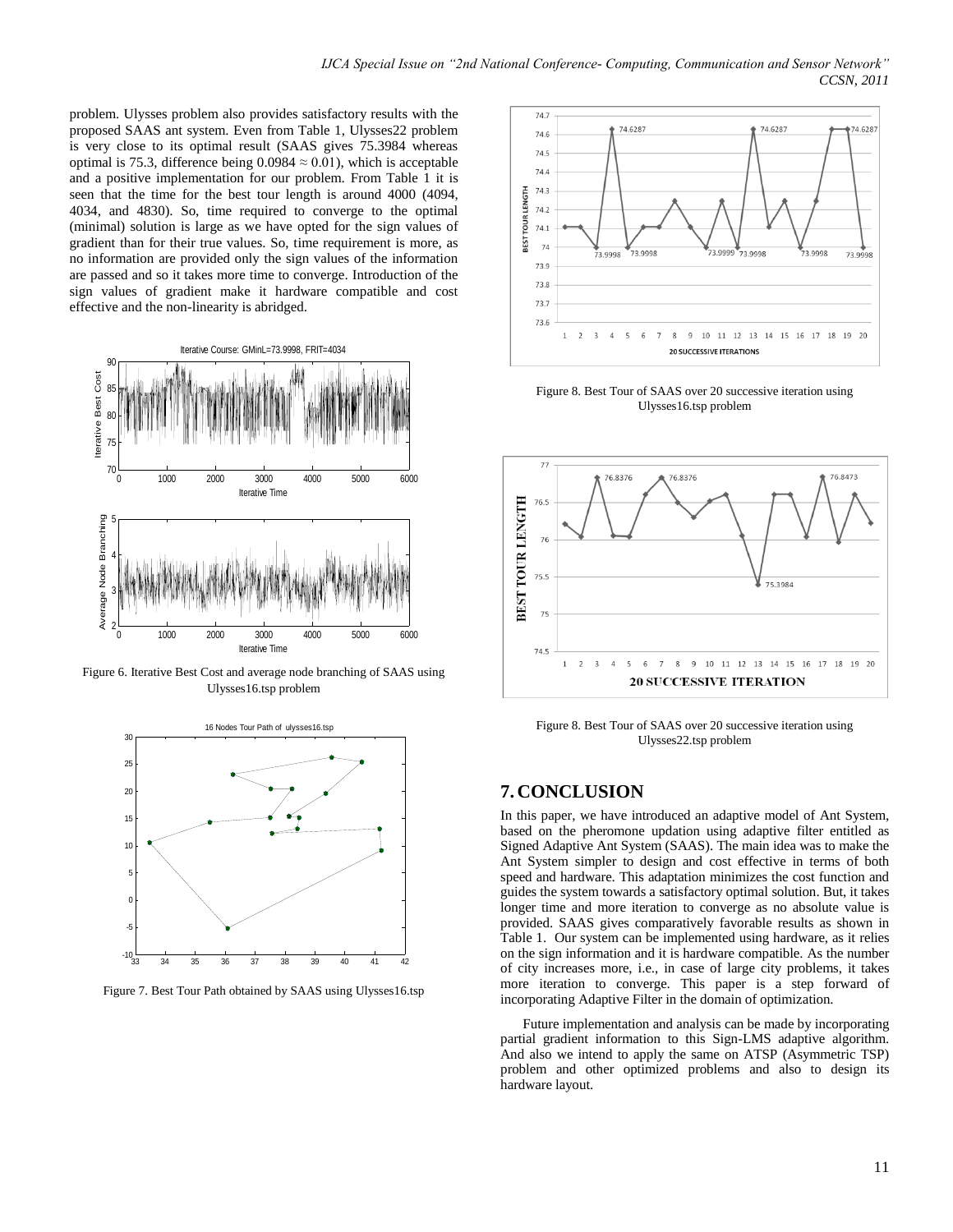problem. Ulysses problem also provides satisfactory results with the proposed SAAS ant system. Even from Table 1, Ulysses22 problem is very close to its optimal result (SAAS gives 75.3984 whereas optimal is 75.3, difference being 0.0984 ≈ 0.01), which is acceptable and a positive implementation for our problem. From Table 1 it is seen that the time for the best tour length is around 4000 (4094, 4034, and 4830). So, time required to converge to the optimal (minimal) solution is large as we have opted for the sign values of gradient than for their true values. So, time requirement is more, as no information are provided only the sign values of the information are passed and so it takes more time to converge. Introduction of the sign values of gradient make it hardware compatible and cost effective and the non-linearity is abridged.

Figure 6. Iterative Best Cost and average node branching of SAAS using Ulysses16.tsp problem

Figure 7. Best Tour Path obtained by SAAS using Ulysses16.tsp

Figure 8. Best Tour of SAAS over 20 successive iteration using Ulysses16.tsp problem

Figure 8. Best Tour of SAAS over 20 successive iteration using Ulysses22.tsp problem

## 7. CONCLUSION

In this paper, we have introduced an adaptive model of Ant System, based on the pheromone updation using adaptive filter entitled as Signed Adaptive Ant System (SAAS). The main idea was to make the Ant System simpler to design and cost effective in terms of both speed and hardware. This adaptation minimizes the cost function and guides the system towards a satisfactory optimal solution. But, it takes longer time and more iteration to converge as no absolute value is provided. SAAS gives comparatively favorable results as shown in Table 1. Our system can be implemented using hardware, as it relies on the sign information and it is hardware compatible. As the number of city increases more, i.e., in case of large city problems, it takes more iteration to converge. This paper is a step forward of incorporating Adaptive Filter in the domain of optimization.

Future implementation and analysis can be made by incorporating partial gradient information to this Sign-LMS adaptive algorithm. And also we intend to apply the same on ATSP (Asymmetric TSP) problem and other optimized problems and also to design its hardware layout.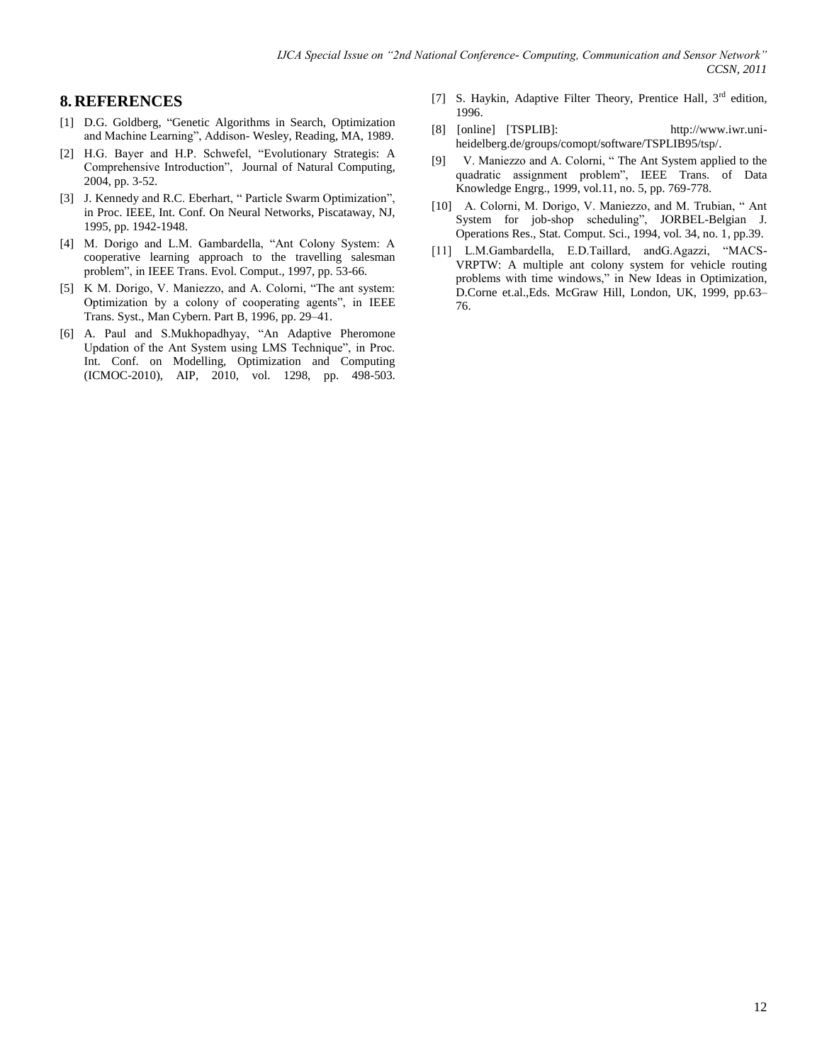## 8. REFERENCES

[1] D.G. Goldberg, "Genetic Algorithms in Search, Optimization and Machine Learning", Addison- Wesley, Reading, MA, 1989.

[2] H.G. Bayer and H.P. Schwefel, "Evolutionary Strategis: A Comprehensive Introduction", Journal of Natural Computing, 2004, pp. 3-52.

[3] J. Kennedy and R.C. Eberhart, " Particle Swarm Optimization", in Proc. IEEE, Int. Conf. On Neural Networks, Piscataway, NJ, 1995, pp. 1942-1948.

[4] M. Dorigo and L.M. Gambardella, "Ant Colony System: A cooperative learning approach to the travelling salesman problem", in IEEE Trans. Evol. Comput., 1997, pp. 53-66.

[5] K M. Dorigo, V. Maniezzo, and A. Colorni, "The ant system: Optimization by a colony of cooperating agents", in IEEE Trans. Syst., Man Cybern. Part B, 1996, pp. 29–41.

[6] A. Paul and S.Mukhopadhyay, "An Adaptive Pheromone Updation of the Ant System using LMS Technique", in Proc. Int. Conf. on Modelling, Optimization and Computing (ICMOC-2010), AIP, 2010, vol. 1298, pp. 498-503.

[7] S. Haykin, Adaptive Filter Theory, Prentice Hall, 3rd edition, 1996.

[8] [online] [TSPLIB]: http://www.iwr.uni-heidelberg.de/groups/comopt/software/TSPLIB95/tsp/.

[9] V. Maniezzo and A. Colorni, " The Ant System applied to the quadratic assignment problem", IEEE Trans. of Data Knowledge Engrg., 1999, vol.11, no. 5, pp. 769-778.

[10] A. Colorni, M. Dorigo, V. Maniezzo, and M. Trubian, " Ant System for job-shop scheduling", JORBEL-Belgian J. Operations Res., Stat. Comput. Sci., 1994, vol. 34, no. 1, pp.39.

[11] L.M.Gambardella, E.D.Taillard, andG.Agazzi, "MACS-VRPTW: A multiple ant colony system for vehicle routing problems with time windows," in New Ideas in Optimization, D.Corne et.al.,Eds. McGraw Hill, London, UK, 1999, pp.63–76.